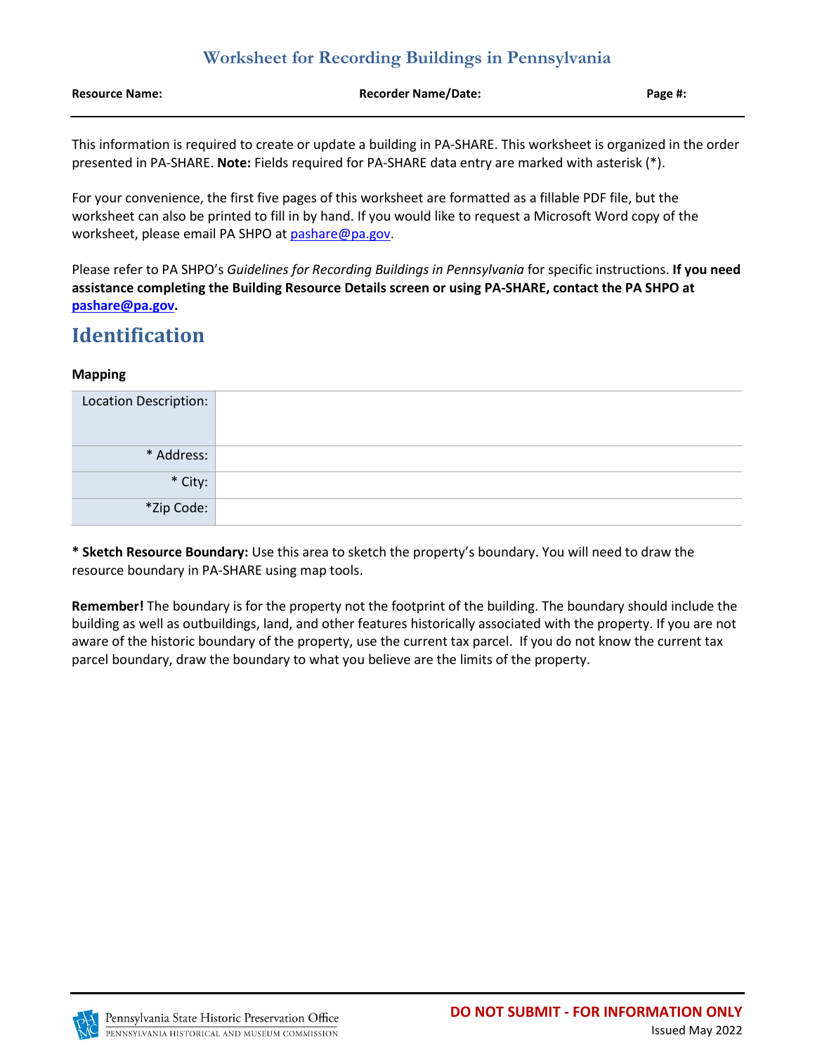# Worksheet for Recording Buildings in Pennsylvania

**Resource Name:** **Recorder Name/Date:** **Page #:**

This information is required to create or update a building in PA-SHARE. This worksheet is organized in the order presented in PA-SHARE. **Note:** Fields required for PA-SHARE data entry are marked with asterisk (*).

For your convenience, the first five pages of this worksheet are formatted as a fillable PDF file, but the worksheet can also be printed to fill in by hand. If you would like to request a Microsoft Word copy of the worksheet, please email PA SHPO at pashare@pa.gov.

Please refer to PA SHPO's *Guidelines for Recording Buildings in Pennsylvania* for specific instructions. **If you need assistance completing the Building Resource Details screen or using PA-SHARE, contact the PA SHPO at pashare@pa.gov.**

## Identification

**Mapping**

| Field | |
|---|---|
| Location Description: | |
| * Address: | |
| * City: | |
| *Zip Code: | |

**\* Sketch Resource Boundary:** Use this area to sketch the property's boundary. You will need to draw the resource boundary in PA-SHARE using map tools.

**Remember!** The boundary is for the property not the footprint of the building. The boundary should include the building as well as outbuildings, land, and other features historically associated with the property. If you are not aware of the historic boundary of the property, use the current tax parcel. If you do not know the current tax parcel boundary, draw the boundary to what you believe are the limits of the property.

Pennsylvania State Historic Preservation Office
PENNSYLVANIA HISTORICAL AND MUSEUM COMMISSION

**DO NOT SUBMIT - FOR INFORMATION ONLY**

Issued May 2022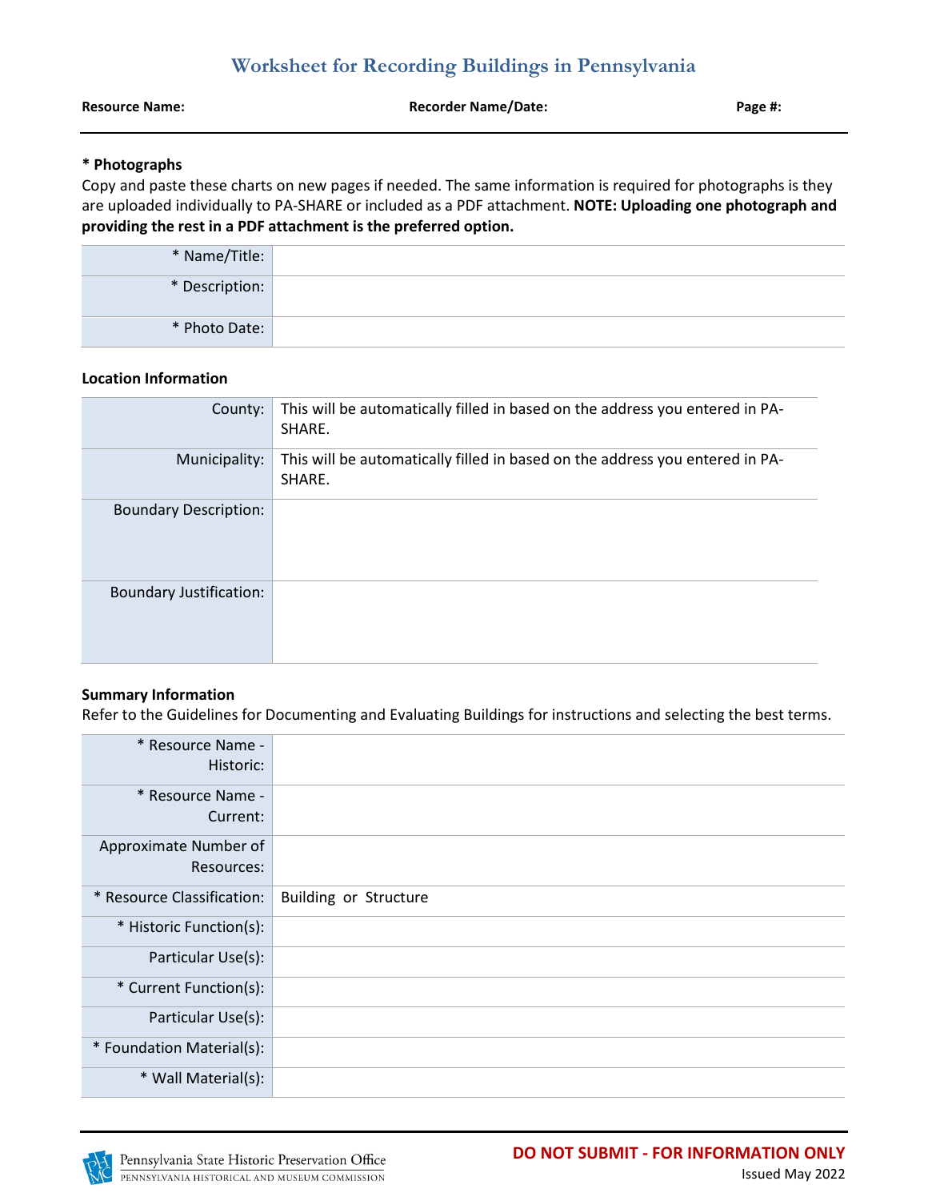# Worksheet for Recording Buildings in Pennsylvania

**Resource Name:** **Recorder Name/Date:** **Page #:**

**\* Photographs**

Copy and paste these charts on new pages if needed. The same information is required for photographs is they are uploaded individually to PA-SHARE or included as a PDF attachment. **NOTE: Uploading one photograph and providing the rest in a PDF attachment is the preferred option.**

| | |
|---|---|
| * Name/Title: | |
| * Description: | |
| * Photo Date: | |

**Location Information**

| | |
|---|---|
| County: | This will be automatically filled in based on the address you entered in PA-SHARE. |
| Municipality: | This will be automatically filled in based on the address you entered in PA-SHARE. |
| Boundary Description: | |
| Boundary Justification: | |

**Summary Information**

Refer to the Guidelines for Documenting and Evaluating Buildings for instructions and selecting the best terms.

| | |
|---|---|
| * Resource Name - Historic: | |
| * Resource Name - Current: | |
| Approximate Number of Resources: | |
| * Resource Classification: | Building or Structure |
| * Historic Function(s): | |
| Particular Use(s): | |
| * Current Function(s): | |
| Particular Use(s): | |
| * Foundation Material(s): | |
| * Wall Material(s): | |

Pennsylvania State Historic Preservation Office
PENNSYLVANIA HISTORICAL AND MUSEUM COMMISSION

**DO NOT SUBMIT - FOR INFORMATION ONLY**

Issued May 2022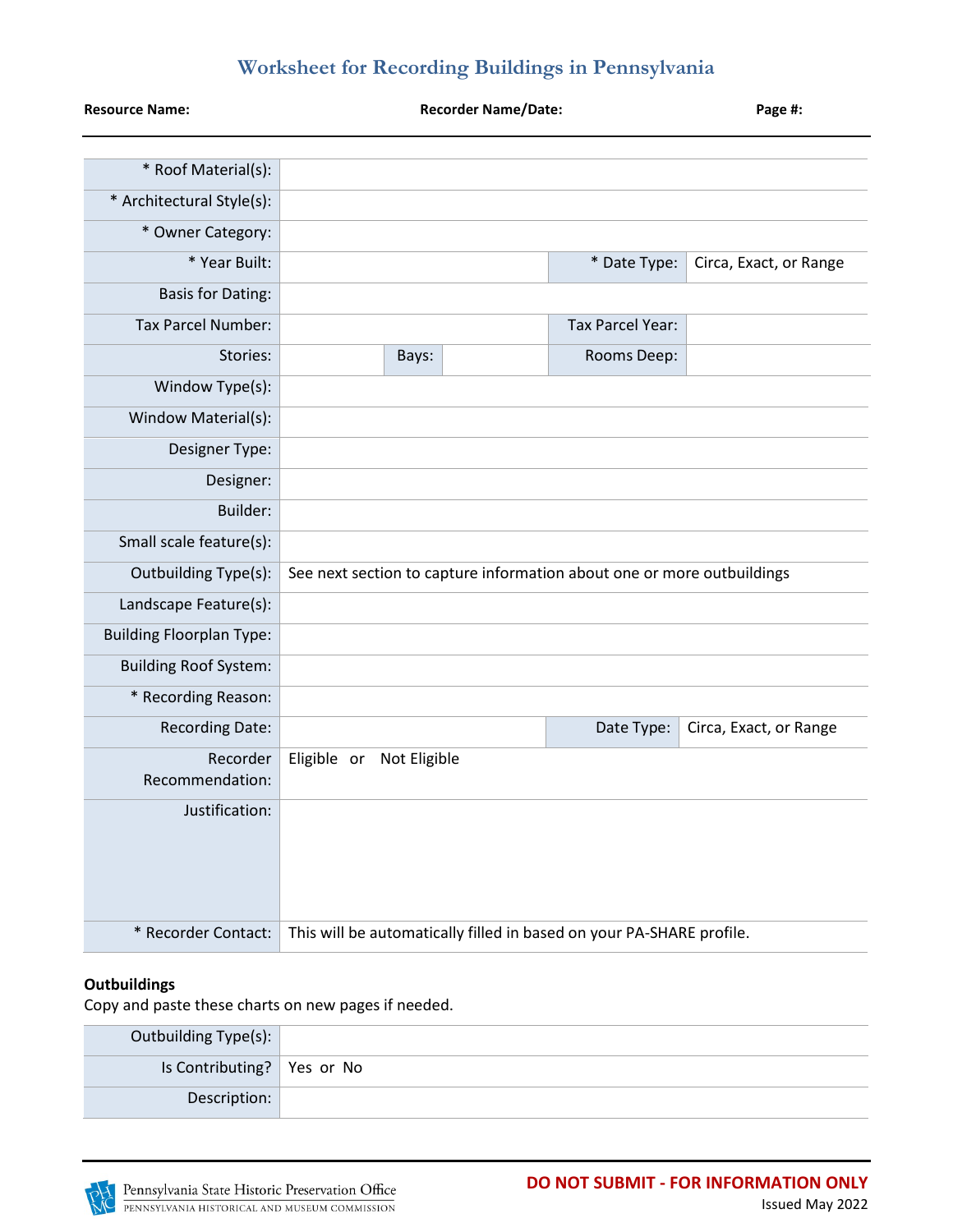# Worksheet for Recording Buildings in Pennsylvania

**Resource Name:** **Recorder Name/Date:** **Page #:**

| | | | | | |
|---|---|---|---|---|---|
| * Roof Material(s): | | | | | |
| * Architectural Style(s): | | | | | |
| * Owner Category: | | | | | |
| * Year Built: | | | | * Date Type: | Circa, Exact, or Range |
| Basis for Dating: | | | | | |
| Tax Parcel Number: | | | | Tax Parcel Year: | |
| Stories: | | Bays: | | Rooms Deep: | |
| Window Type(s): | | | | | |
| Window Material(s): | | | | | |
| Designer Type: | | | | | |
| Designer: | | | | | |
| Builder: | | | | | |
| Small scale feature(s): | | | | | |
| Outbuilding Type(s): | See next section to capture information about one or more outbuildings | | | | |
| Landscape Feature(s): | | | | | |
| Building Floorplan Type: | | | | | |
| Building Roof System: | | | | | |
| * Recording Reason: | | | | | |
| Recording Date: | | | | Date Type: | Circa, Exact, or Range |
| Recorder Recommendation: | Eligible or Not Eligible | | | | |
| Justification: | | | | | |
| * Recorder Contact: | This will be automatically filled in based on your PA-SHARE profile. | | | | |

**Outbuildings**

Copy and paste these charts on new pages if needed.

| | |
|---|---|
| Outbuilding Type(s): | |
| Is Contributing? | Yes or No |
| Description: | |

Pennsylvania State Historic Preservation Office
PENNSYLVANIA HISTORICAL AND MUSEUM COMMISSION

**DO NOT SUBMIT - FOR INFORMATION ONLY**

Issued May 2022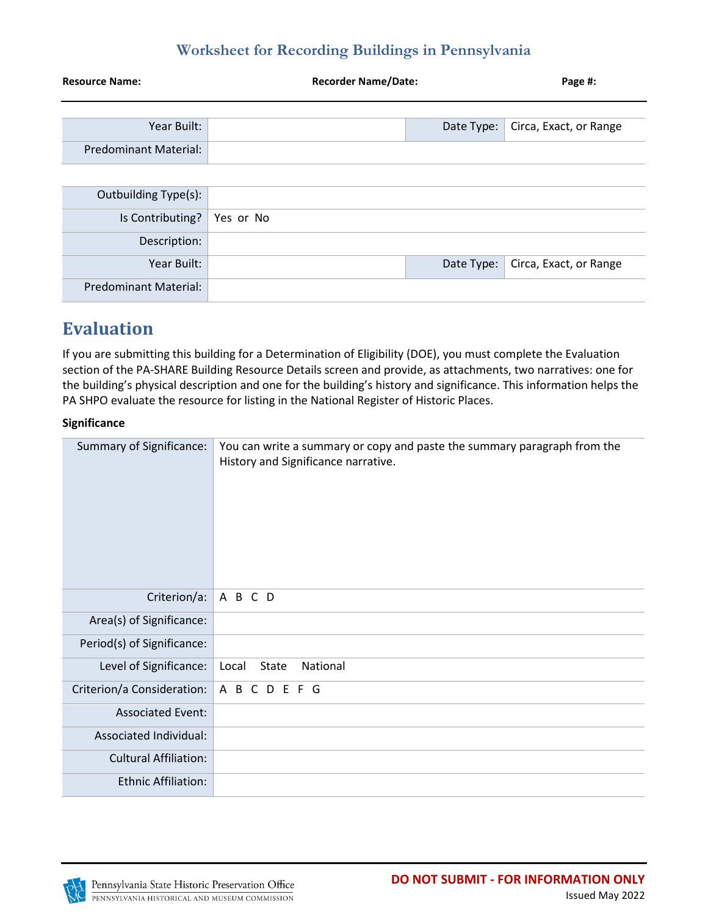# Worksheet for Recording Buildings in Pennsylvania

**Resource Name:** **Recorder Name/Date:** **Page #:**

| | | | |
|---|---|---|---|
| Year Built: | | Date Type: | Circa, Exact, or Range |
| Predominant Material: | | | |

| | | | |
|---|---|---|---|
| Outbuilding Type(s): | | | |
| Is Contributing? | Yes or No | | |
| Description: | | | |
| Year Built: | | Date Type: | Circa, Exact, or Range |
| Predominant Material: | | | |

# Evaluation

If you are submitting this building for a Determination of Eligibility (DOE), you must complete the Evaluation section of the PA-SHARE Building Resource Details screen and provide, as attachments, two narratives: one for the building's physical description and one for the building's history and significance. This information helps the PA SHPO evaluate the resource for listing in the National Register of Historic Places.

**Significance**

| | |
|---|---|
| Summary of Significance: | You can write a summary or copy and paste the summary paragraph from the History and Significance narrative. |
| Criterion/a: | A B C D |
| Area(s) of Significance: | |
| Period(s) of Significance: | |
| Level of Significance: | Local State National |
| Criterion/a Consideration: | A B C D E F G |
| Associated Event: | |
| Associated Individual: | |
| Cultural Affiliation: | |
| Ethnic Affiliation: | |

Pennsylvania State Historic Preservation Office
PENNSYLVANIA HISTORICAL AND MUSEUM COMMISSION

**DO NOT SUBMIT - FOR INFORMATION ONLY**
Issued May 2022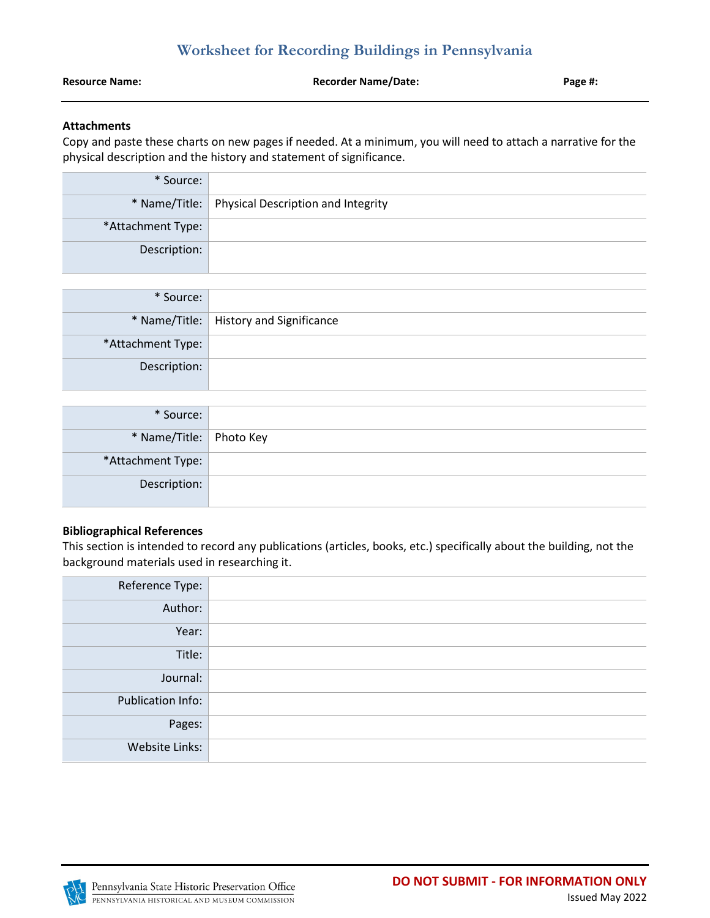# Worksheet for Recording Buildings in Pennsylvania

**Resource Name:** **Recorder Name/Date:** **Page #:**

**Attachments**

Copy and paste these charts on new pages if needed. At a minimum, you will need to attach a narrative for the physical description and the history and statement of significance.

| | |
|---|---|
| * Source: | |
| * Name/Title: | Physical Description and Integrity |
| *Attachment Type: | |
| Description: | |

| | |
|---|---|
| * Source: | |
| * Name/Title: | History and Significance |
| *Attachment Type: | |
| Description: | |

| | |
|---|---|
| * Source: | |
| * Name/Title: | Photo Key |
| *Attachment Type: | |
| Description: | |

**Bibliographical References**

This section is intended to record any publications (articles, books, etc.) specifically about the building, not the background materials used in researching it.

| | |
|---|---|
| Reference Type: | |
| Author: | |
| Year: | |
| Title: | |
| Journal: | |
| Publication Info: | |
| Pages: | |
| Website Links: | |

Pennsylvania State Historic Preservation Office
PENNSYLVANIA HISTORICAL AND MUSEUM COMMISSION

**DO NOT SUBMIT - FOR INFORMATION ONLY**

Issued May 2022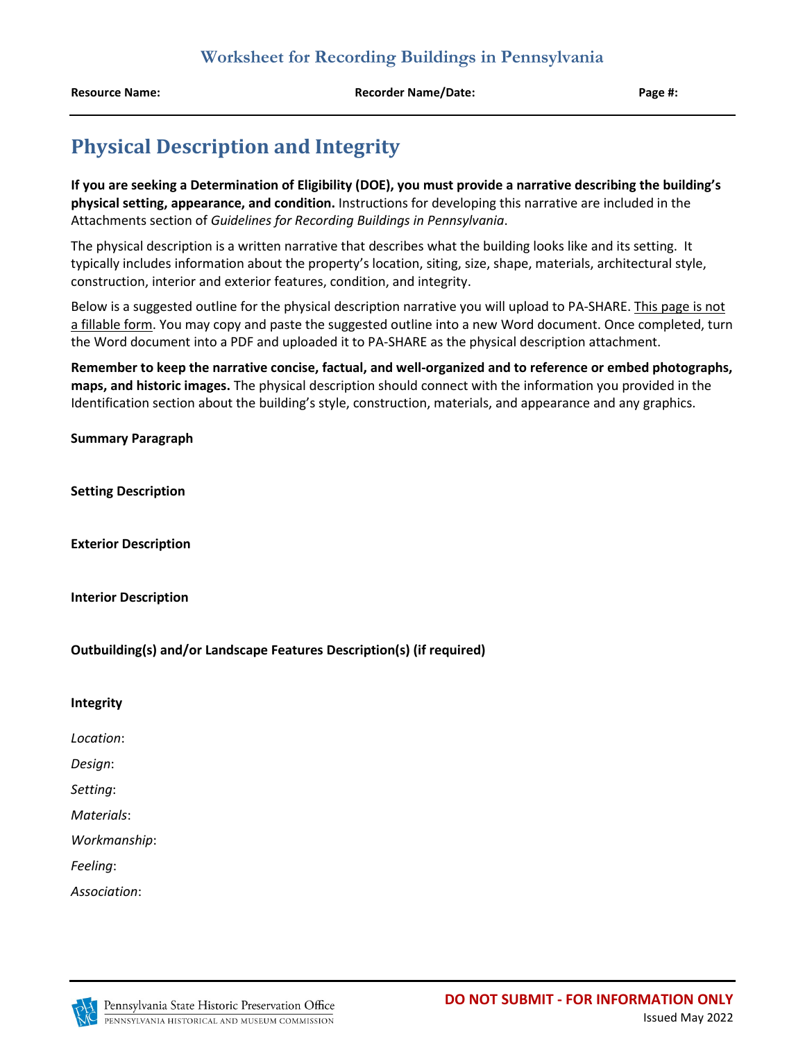**Resource Name:** **Recorder Name/Date:** **Page #:**

## Physical Description and Integrity

**If you are seeking a Determination of Eligibility (DOE), you must provide a narrative describing the building's physical setting, appearance, and condition.** Instructions for developing this narrative are included in the Attachments section of *Guidelines for Recording Buildings in Pennsylvania*.

The physical description is a written narrative that describes what the building looks like and its setting. It typically includes information about the property's location, siting, size, shape, materials, architectural style, construction, interior and exterior features, condition, and integrity.

Below is a suggested outline for the physical description narrative you will upload to PA-SHARE. This page is not a fillable form. You may copy and paste the suggested outline into a new Word document. Once completed, turn the Word document into a PDF and uploaded it to PA-SHARE as the physical description attachment.

**Remember to keep the narrative concise, factual, and well-organized and to reference or embed photographs, maps, and historic images.** The physical description should connect with the information you provided in the Identification section about the building's style, construction, materials, and appearance and any graphics.

**Summary Paragraph**

**Setting Description**

**Exterior Description**

**Interior Description**

**Outbuilding(s) and/or Landscape Features Description(s) (if required)**

**Integrity**

*Location*:

*Design*:

*Setting*:

*Materials*:

*Workmanship*:

*Feeling*:

*Association*:

Pennsylvania State Historic Preservation Office
PENNSYLVANIA HISTORICAL AND MUSEUM COMMISSION

**DO NOT SUBMIT - FOR INFORMATION ONLY**

Issued May 2022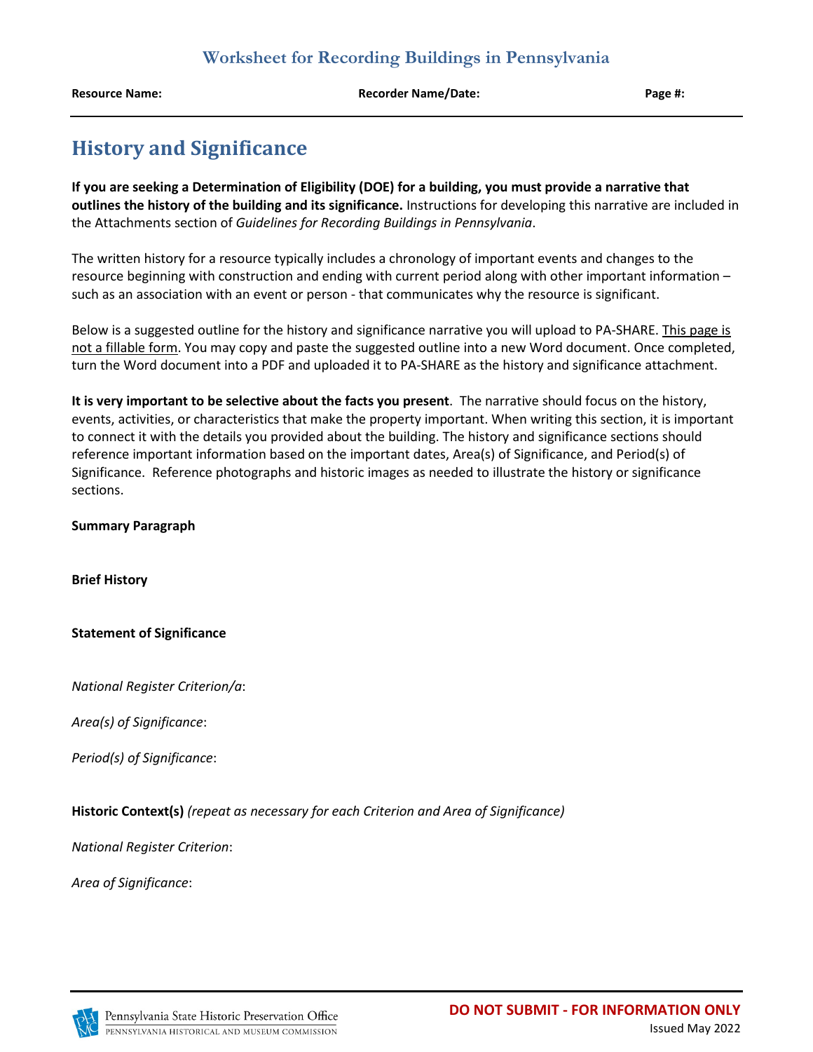# Worksheet for Recording Buildings in Pennsylvania

**Resource Name:** **Recorder Name/Date:** **Page #:**

## History and Significance

**If you are seeking a Determination of Eligibility (DOE) for a building, you must provide a narrative that outlines the history of the building and its significance.** Instructions for developing this narrative are included in the Attachments section of *Guidelines for Recording Buildings in Pennsylvania*.

The written history for a resource typically includes a chronology of important events and changes to the resource beginning with construction and ending with current period along with other important information – such as an association with an event or person - that communicates why the resource is significant.

Below is a suggested outline for the history and significance narrative you will upload to PA-SHARE. This page is not a fillable form. You may copy and paste the suggested outline into a new Word document. Once completed, turn the Word document into a PDF and uploaded it to PA-SHARE as the history and significance attachment.

**It is very important to be selective about the facts you present**. The narrative should focus on the history, events, activities, or characteristics that make the property important. When writing this section, it is important to connect it with the details you provided about the building. The history and significance sections should reference important information based on the important dates, Area(s) of Significance, and Period(s) of Significance. Reference photographs and historic images as needed to illustrate the history or significance sections.

**Summary Paragraph**

**Brief History**

**Statement of Significance**

*National Register Criterion/a*:

*Area(s) of Significance*:

*Period(s) of Significance*:

**Historic Context(s)** *(repeat as necessary for each Criterion and Area of Significance)*

*National Register Criterion*:

*Area of Significance*:

Pennsylvania State Historic Preservation Office
PENNSYLVANIA HISTORICAL AND MUSEUM COMMISSION

**DO NOT SUBMIT - FOR INFORMATION ONLY**
Issued May 2022